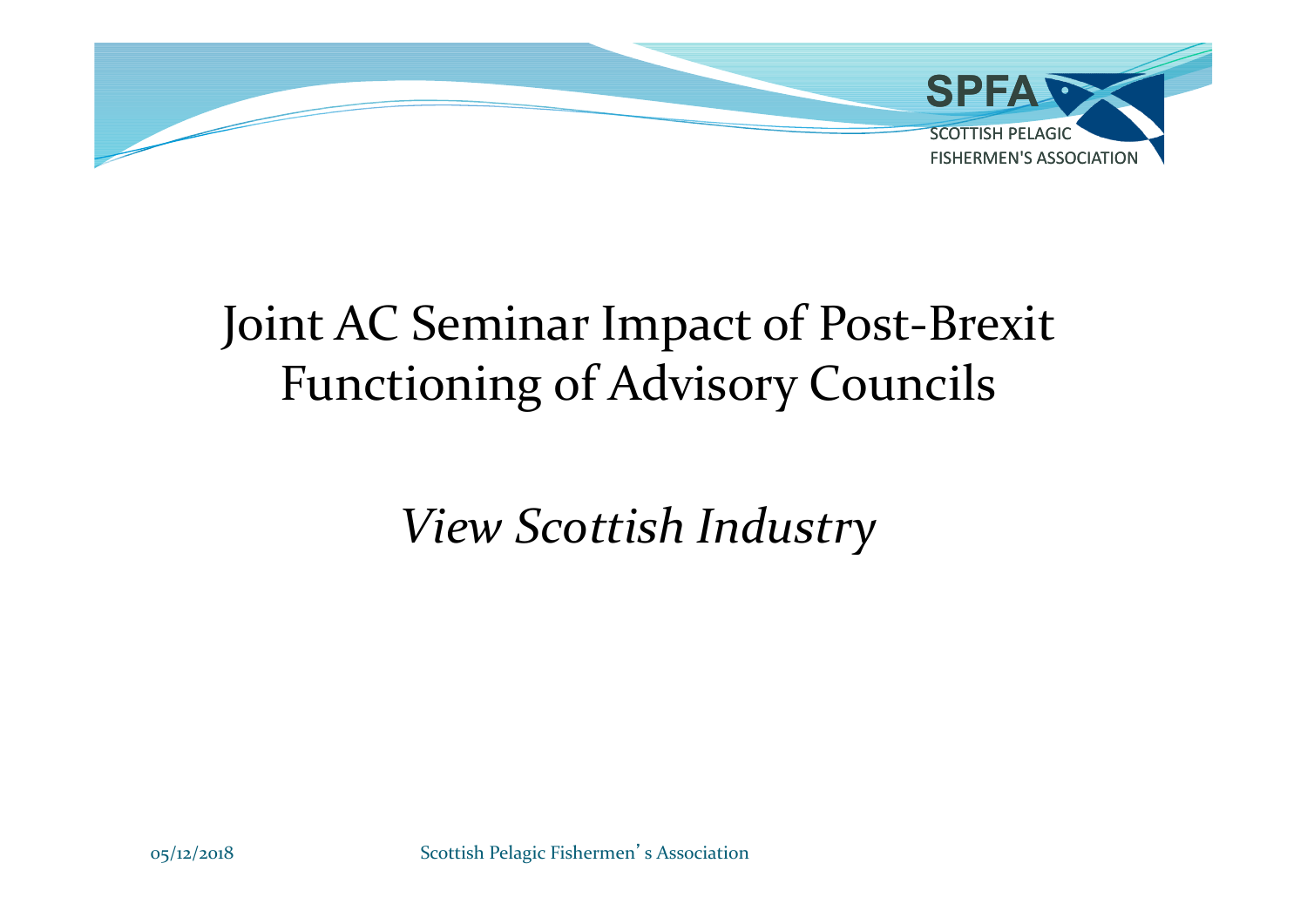# Joint AC Seminar Impact of Post-Brexit Functioning of Advisory Councils

*View Scottish Industry*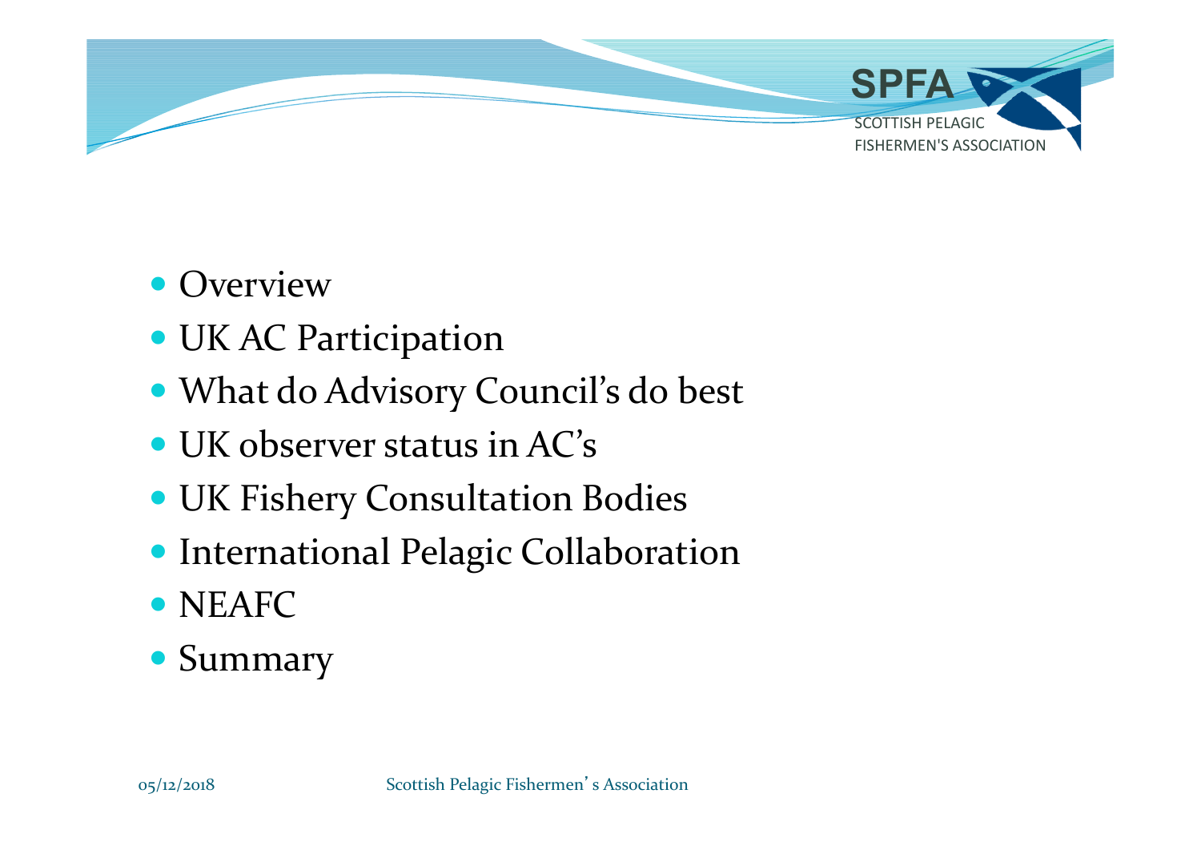- Overview
- UK AC Participation
- What do Advisory Council's do best
- UK observer status in AC's
- UK Fishery Consultation Bodies
- International Pelagic Collaboration
- NEAFC
- Summary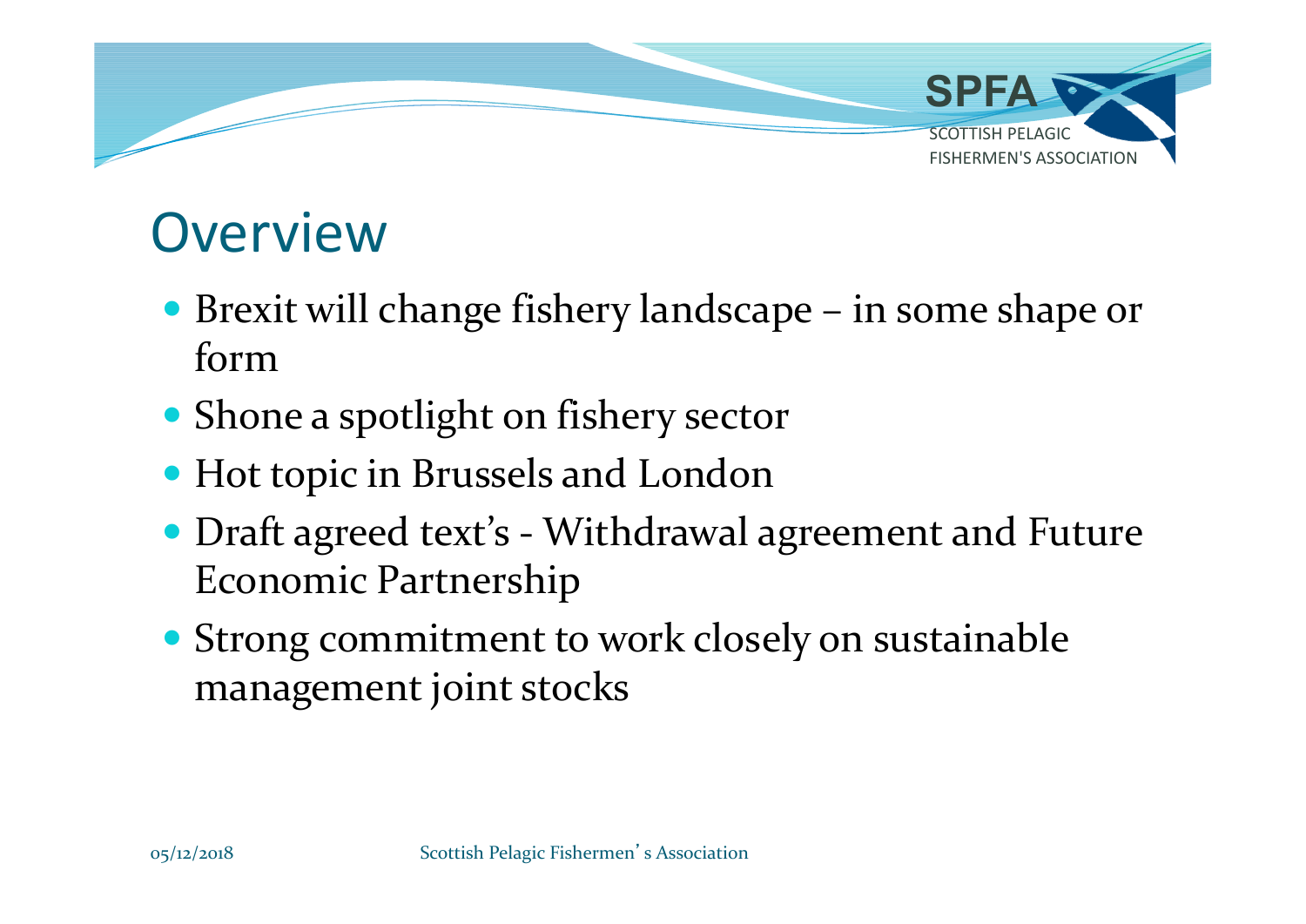# Overview

- Brexit will change fishery landscape – in some shape or form
- Shone a spotlight on fishery sector
- Hot topic in Brussels and London
- Draft agreed text's - Withdrawal agreement and Future Economic Partnership
- Strong commitment to work closely on sustainable management joint stocks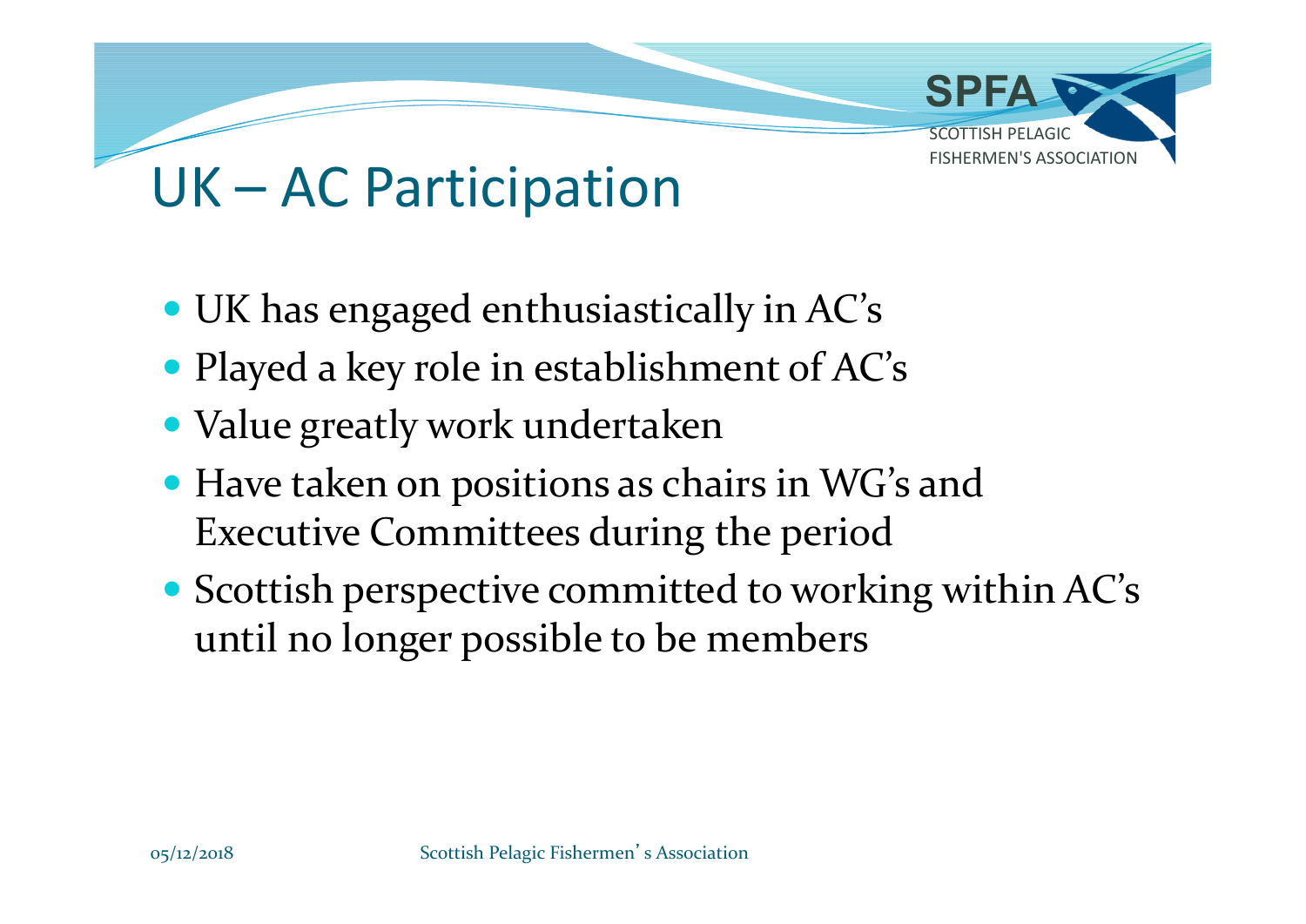# UK – AC Participation

- UK has engaged enthusiastically in AC's
- Played a key role in establishment of AC's
- Value greatly work undertaken
- Have taken on positions as chairs in WG's and Executive Committees during the period
- Scottish perspective committed to working within AC's until no longer possible to be members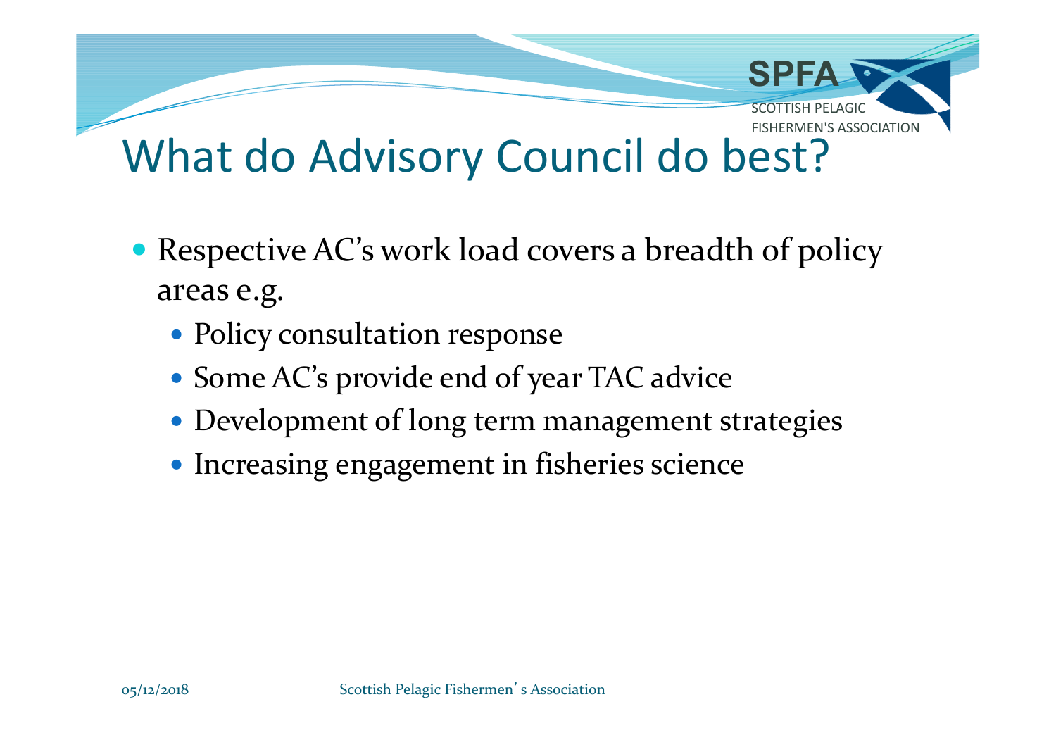# What do Advisory Council do best?

- Respective AC's work load covers a breadth of policy areas e.g.
  - Policy consultation response
  - Some AC's provide end of year TAC advice
  - Development of long term management strategies
  - Increasing engagement in fisheries science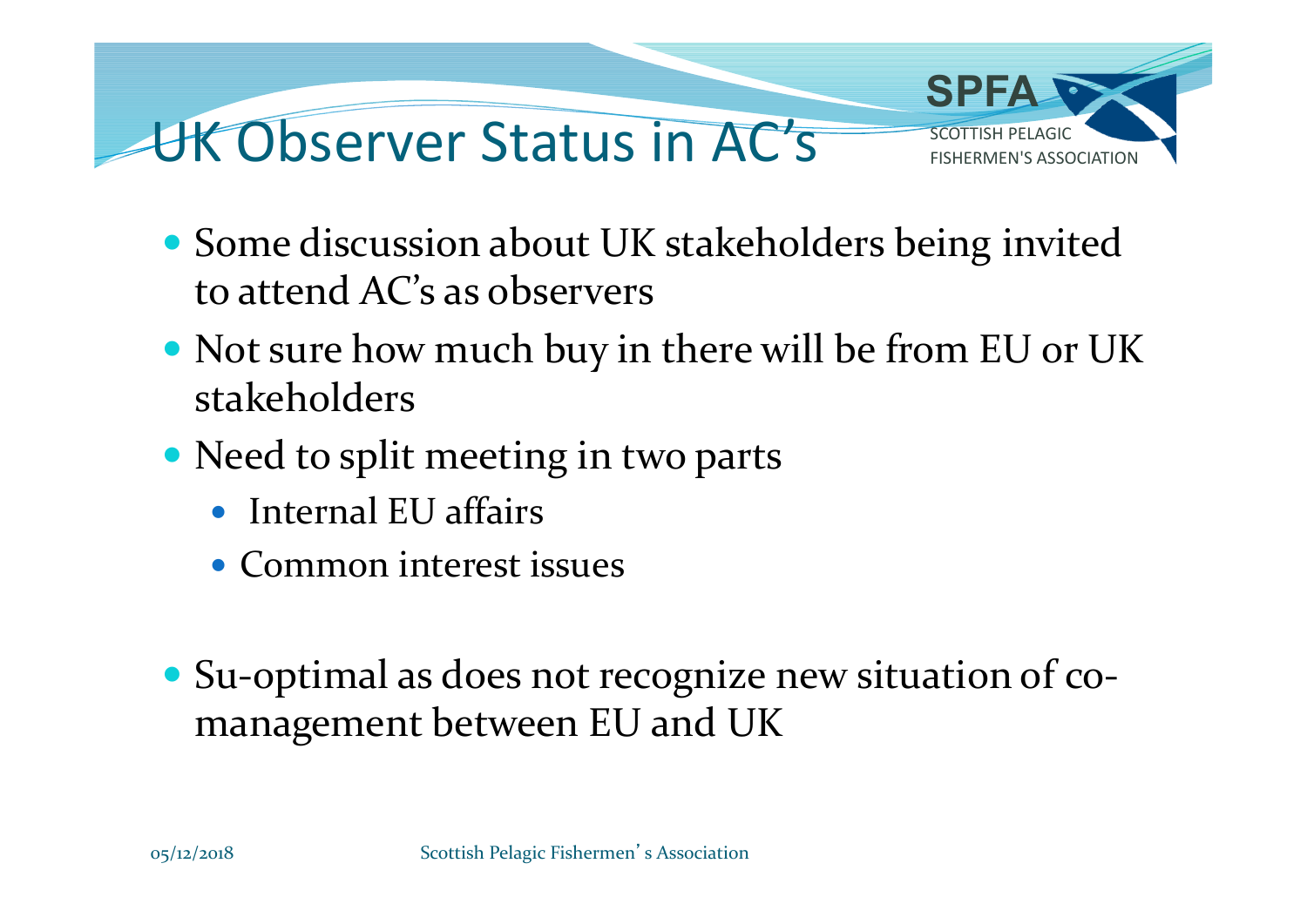# UK Observer Status in AC's

- Some discussion about UK stakeholders being invited to attend AC's as observers
- Not sure how much buy in there will be from EU or UK stakeholders
- Need to split meeting in two parts
  - Internal EU affairs
  - Common interest issues

- Su-optimal as does not recognize new situation of co-management between EU and UK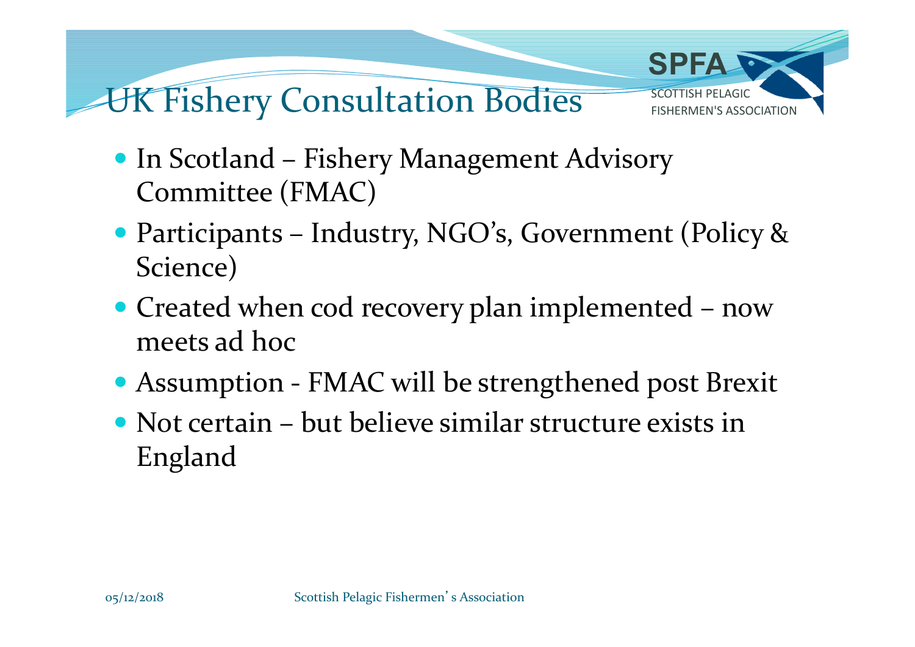# UK Fishery Consultation Bodies

- In Scotland – Fishery Management Advisory Committee (FMAC)
- Participants – Industry, NGO's, Government (Policy & Science)
- Created when cod recovery plan implemented – now meets ad hoc
- Assumption - FMAC will be strengthened post Brexit
- Not certain – but believe similar structure exists in England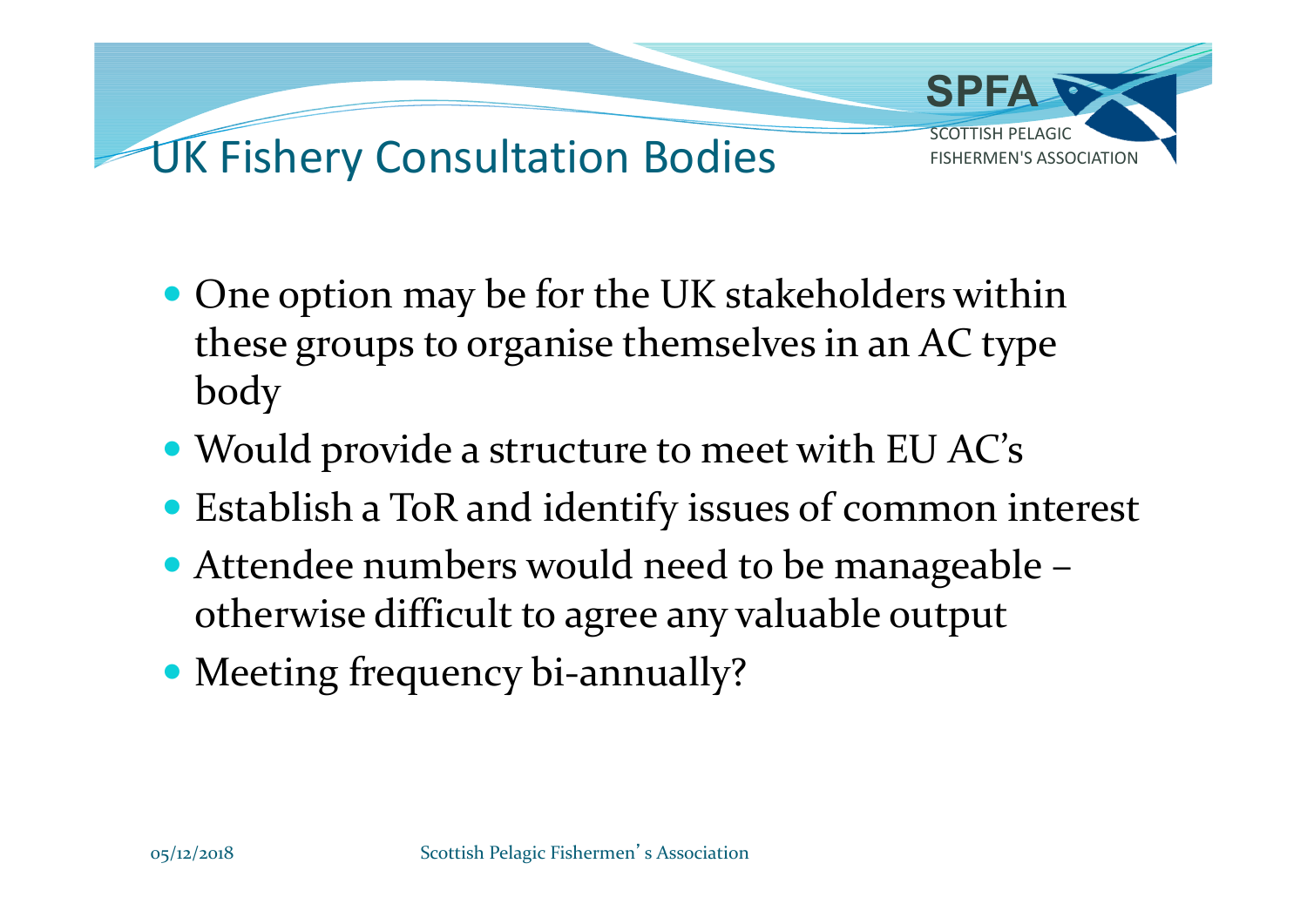# UK Fishery Consultation Bodies

- One option may be for the UK stakeholders within these groups to organise themselves in an AC type body
- Would provide a structure to meet with EU AC’s
- Establish a ToR and identify issues of common interest
- Attendee numbers would need to be manageable – otherwise difficult to agree any valuable output
- Meeting frequency bi-annually?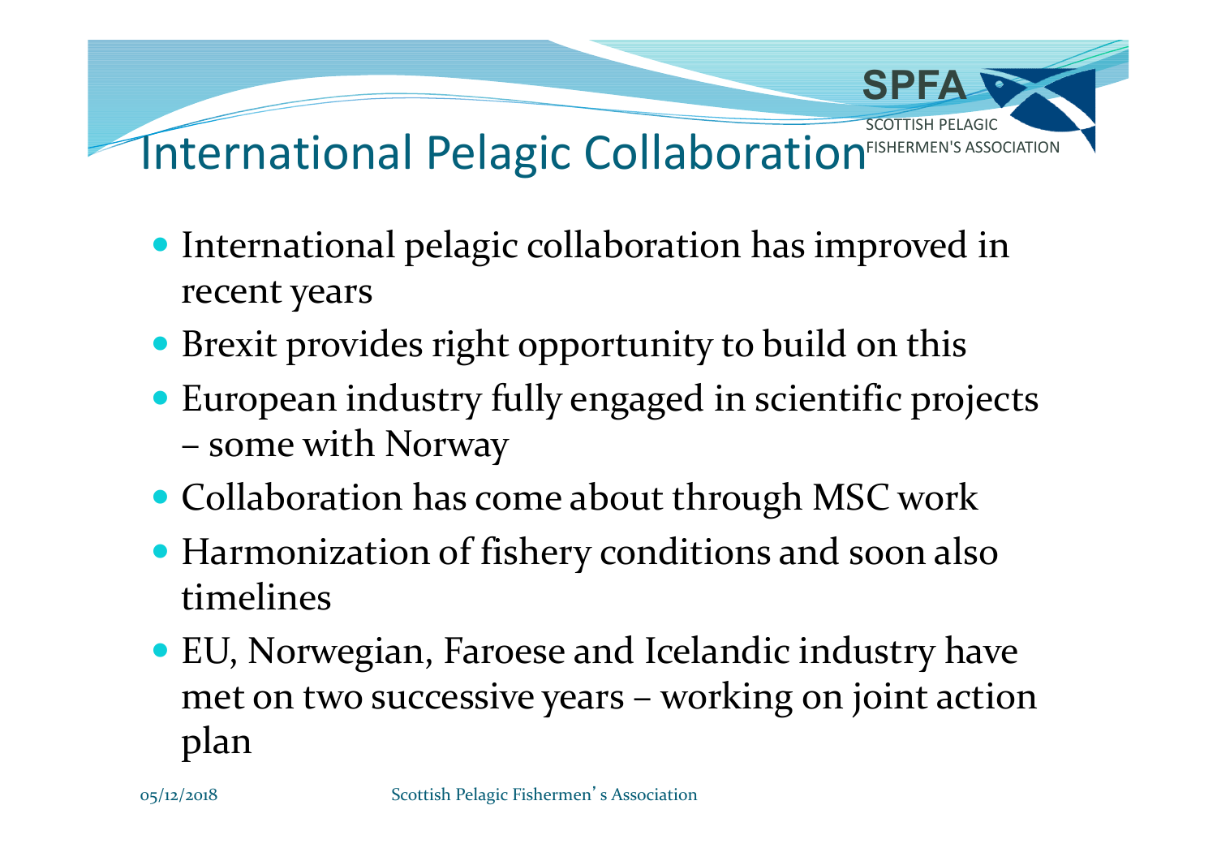# International Pelagic Collaboration

- International pelagic collaboration has improved in recent years
- Brexit provides right opportunity to build on this
- European industry fully engaged in scientific projects – some with Norway
- Collaboration has come about through MSC work
- Harmonization of fishery conditions and soon also timelines
- EU, Norwegian, Faroese and Icelandic industry have met on two successive years – working on joint action plan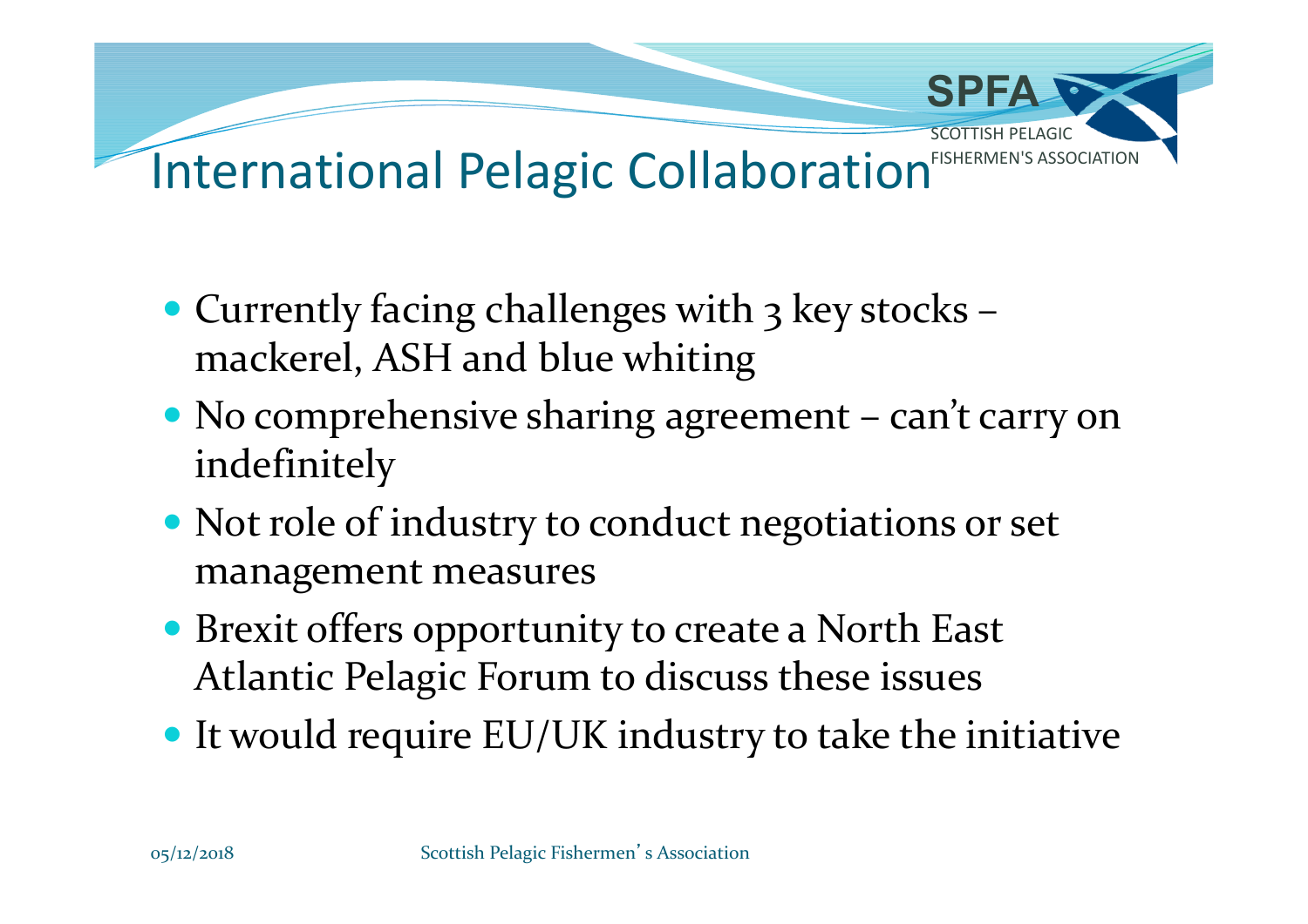# International Pelagic Collaboration

- Currently facing challenges with 3 key stocks – mackerel, ASH and blue whiting
- No comprehensive sharing agreement – can't carry on indefinitely
- Not role of industry to conduct negotiations or set management measures
- Brexit offers opportunity to create a North East Atlantic Pelagic Forum to discuss these issues
- It would require EU/UK industry to take the initiative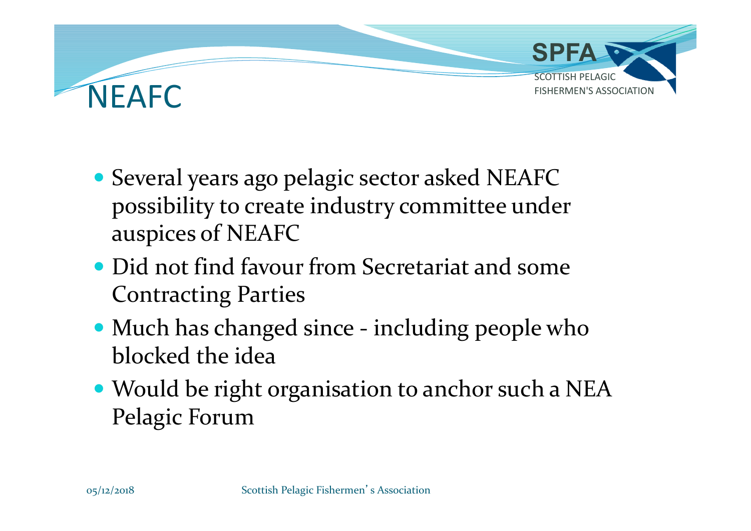# NEAFC

- Several years ago pelagic sector asked NEAFC possibility to create industry committee under auspices of NEAFC
- Did not find favour from Secretariat and some Contracting Parties
- Much has changed since - including people who blocked the idea
- Would be right organisation to anchor such a NEA Pelagic Forum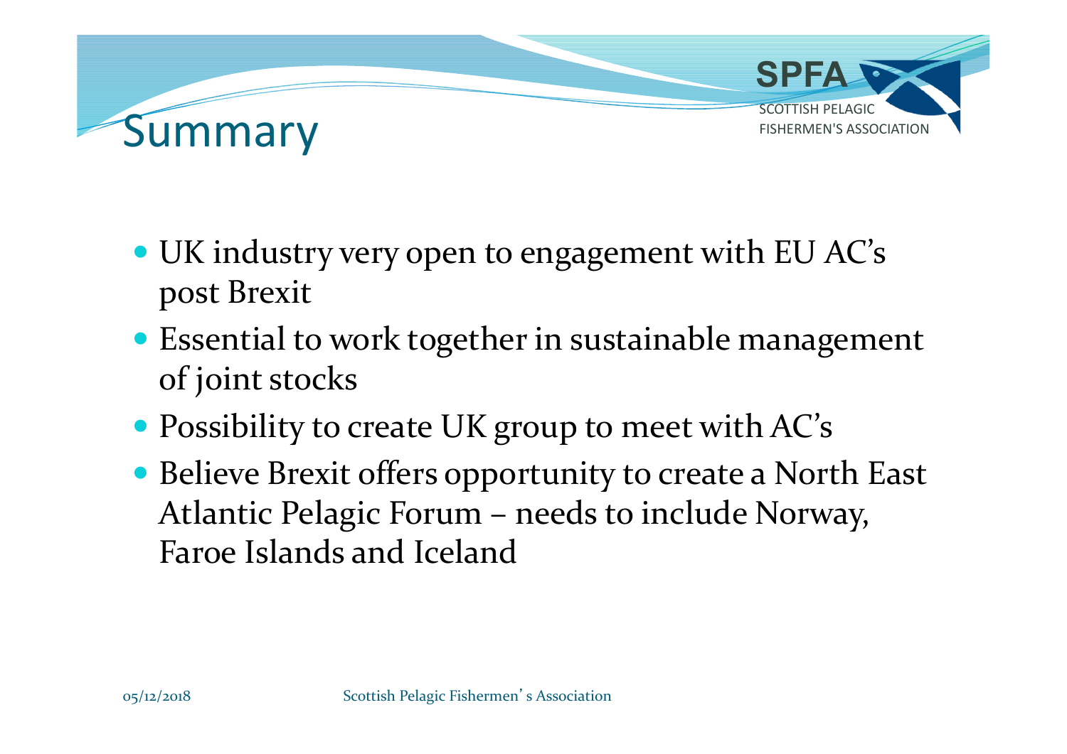# Summary

- UK industry very open to engagement with EU AC's post Brexit
- Essential to work together in sustainable management of joint stocks
- Possibility to create UK group to meet with AC's
- Believe Brexit offers opportunity to create a North East Atlantic Pelagic Forum – needs to include Norway, Faroe Islands and Iceland